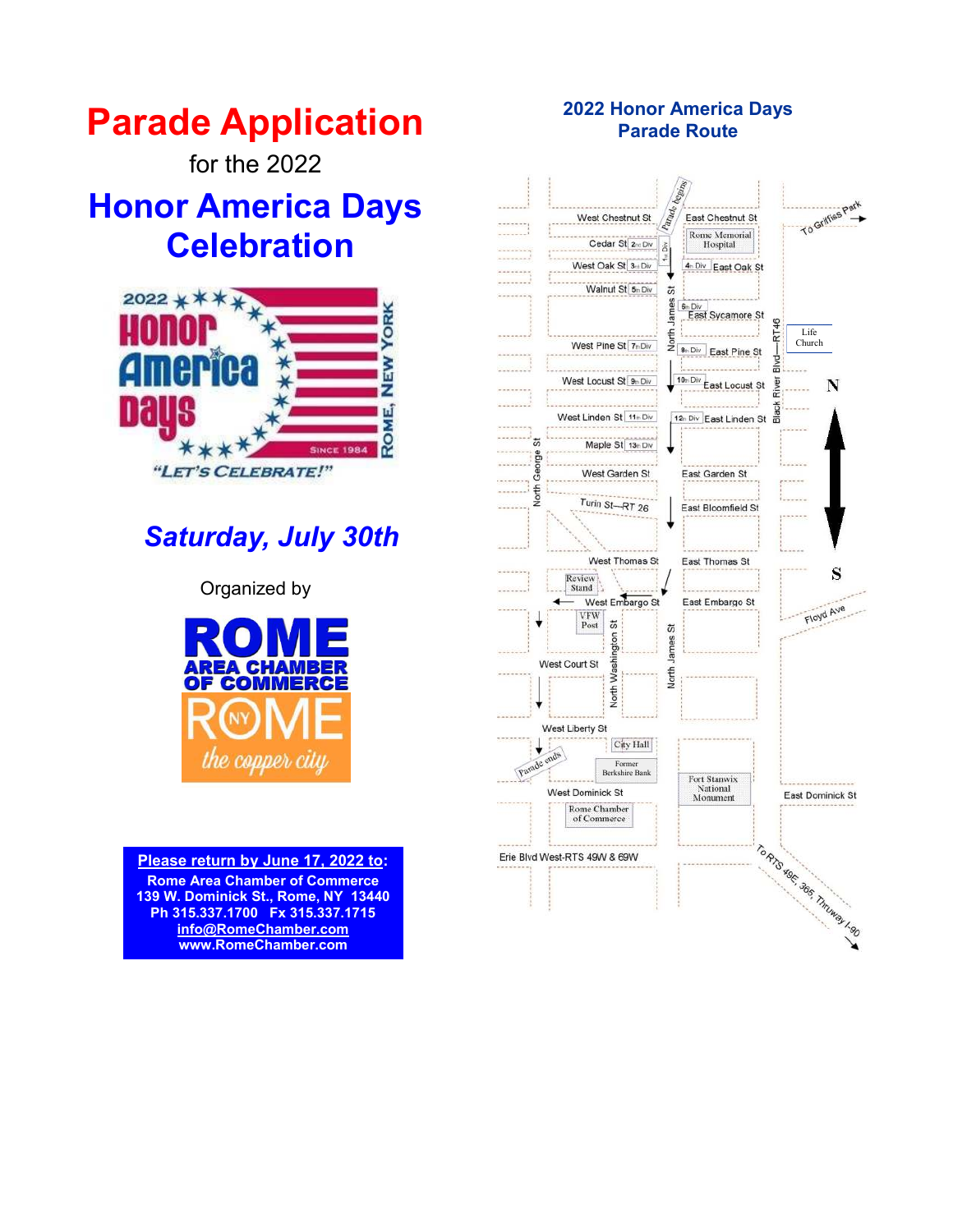# Parade Application

for the 2022

# Honor America Days Celebration

2022 Honor America Days — ROME, NEW YORK — SINCE 1984

*"LET'S CELEBRATE!"*

## *Saturday, July 30th*

Organized by

**ROME AREA CHAMBER OF COMMERCE**

ROME NY *the copper city*

**Please return by June 17, 2022 to:**
**Rome Area Chamber of Commerce**
**139 W. Dominick St., Rome, NY 13440**
**Ph 315.337.1700 Fx 315.337.1715**
**info@RomeChamber.com**
**www.RomeChamber.com**

## 2022 Honor America Days Parade Route

Parade begins — 1st Div — North James St

| West side | East side |
|---|---|
| West Chestnut St | East Chestnut St |
| Cedar St — 2nd Div | Rome Memorial Hospital |
| West Oak St — 3rd Div | 4th Div — East Oak St |
| Walnut St — 5th Div | 6th Div — East Sycamore St |
| West Pine St — 7th Div | 8th Div — East Pine St |
| West Locust St — 9th Div | 10th Div — East Locust St |
| West Linden St — 11th Div | 12th Div — East Linden St |
| Maple St — 13th Div | |
| West Garden St | East Garden St |
| Turin St—RT 26 | East Bloomfield St |
| West Thomas St | East Thomas St |
| Review Stand — West Embargo St | East Embargo St |
| VFW Post — West Court St | |
| West Liberty St — City Hall | |
| Former Berkshire Bank — West Dominick St | Fort Stanwix National Monument — East Dominick St |
| Rome Chamber of Commerce | |
| Erie Blvd West-RTS 49W & 69W | |

Parade ends

Other labels: North George St, North Washington St, North James St, Black River Blvd—RT46, Life Church, To Griffiss Park, Floyd Ave, To RTS 49E, 365, Thruway I-90, N, S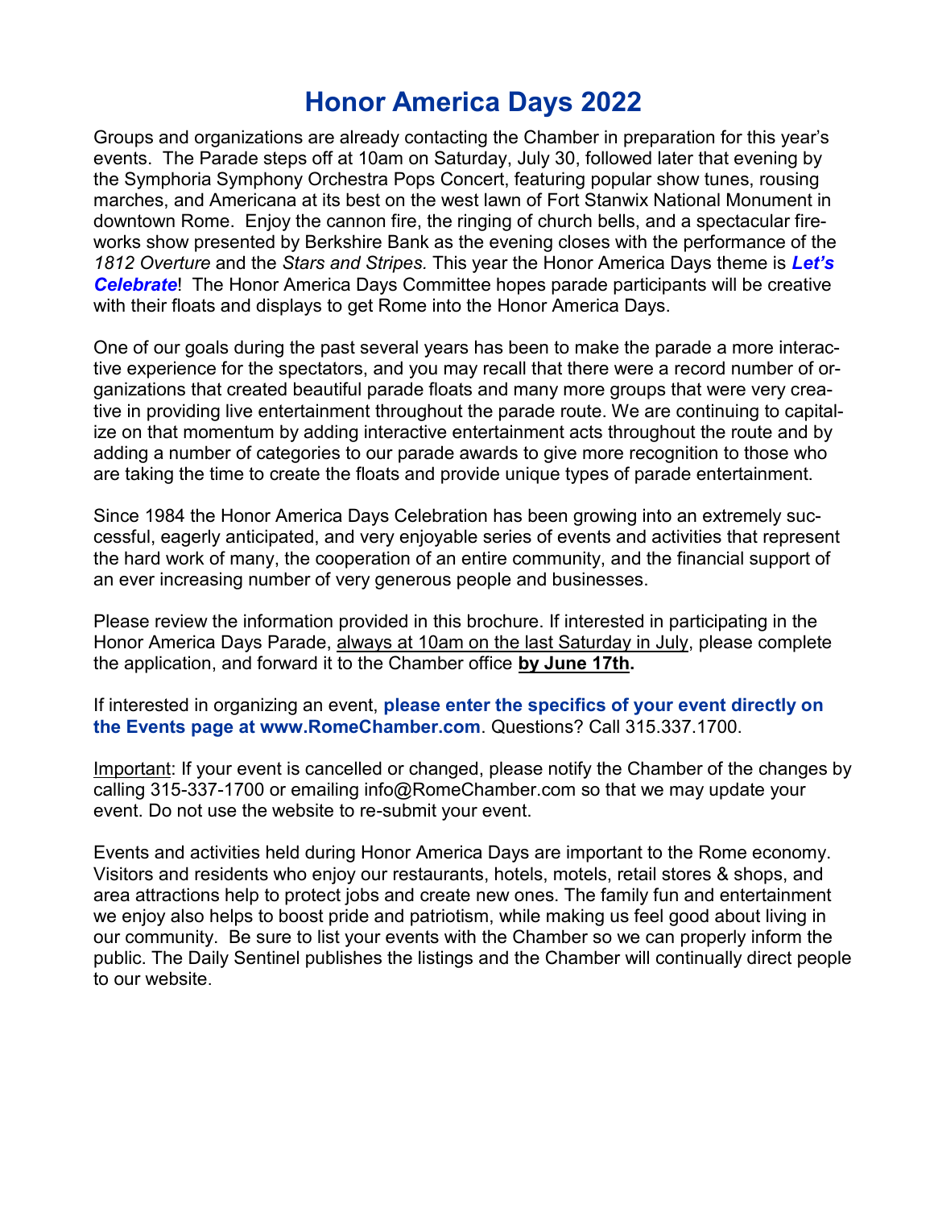# Honor America Days 2022

Groups and organizations are already contacting the Chamber in preparation for this year's events. The Parade steps off at 10am on Saturday, July 30, followed later that evening by the Symphoria Symphony Orchestra Pops Concert, featuring popular show tunes, rousing marches, and Americana at its best on the west lawn of Fort Stanwix National Monument in downtown Rome. Enjoy the cannon fire, the ringing of church bells, and a spectacular fireworks show presented by Berkshire Bank as the evening closes with the performance of the *1812 Overture* and the *Stars and Stripes*. This year the Honor America Days theme is ***Let's Celebrate***! The Honor America Days Committee hopes parade participants will be creative with their floats and displays to get Rome into the Honor America Days.

One of our goals during the past several years has been to make the parade a more interactive experience for the spectators, and you may recall that there were a record number of organizations that created beautiful parade floats and many more groups that were very creative in providing live entertainment throughout the parade route. We are continuing to capitalize on that momentum by adding interactive entertainment acts throughout the route and by adding a number of categories to our parade awards to give more recognition to those who are taking the time to create the floats and provide unique types of parade entertainment.

Since 1984 the Honor America Days Celebration has been growing into an extremely successful, eagerly anticipated, and very enjoyable series of events and activities that represent the hard work of many, the cooperation of an entire community, and the financial support of an ever increasing number of very generous people and businesses.

Please review the information provided in this brochure. If interested in participating in the Honor America Days Parade, always at 10am on the last Saturday in July, please complete the application, and forward it to the Chamber office **by June 17th.**

If interested in organizing an event, **please enter the specifics of your event directly on the Events page at www.RomeChamber.com**. Questions? Call 315.337.1700.

Important: If your event is cancelled or changed, please notify the Chamber of the changes by calling 315-337-1700 or emailing info@RomeChamber.com so that we may update your event. Do not use the website to re-submit your event.

Events and activities held during Honor America Days are important to the Rome economy. Visitors and residents who enjoy our restaurants, hotels, motels, retail stores & shops, and area attractions help to protect jobs and create new ones. The family fun and entertainment we enjoy also helps to boost pride and patriotism, while making us feel good about living in our community. Be sure to list your events with the Chamber so we can properly inform the public. The Daily Sentinel publishes the listings and the Chamber will continually direct people to our website.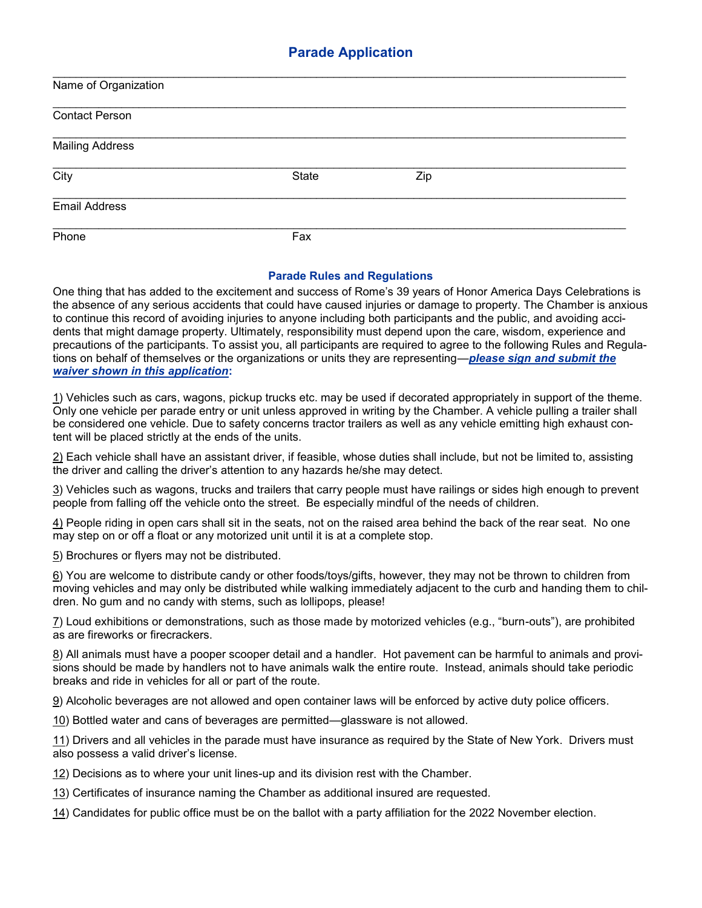## Parade Application

_______________________________________________________________
Name of Organization

_______________________________________________________________
Contact Person

_______________________________________________________________
Mailing Address

_______________________________________________________________
City State Zip

_______________________________________________________________
Email Address

_______________________________________________________________
Phone Fax

### Parade Rules and Regulations

One thing that has added to the excitement and success of Rome's 39 years of Honor America Days Celebrations is the absence of any serious accidents that could have caused injuries or damage to property. The Chamber is anxious to continue this record of avoiding injuries to anyone including both participants and the public, and avoiding accidents that might damage property. Ultimately, responsibility must depend upon the care, wisdom, experience and precautions of the participants. To assist you, all participants are required to agree to the following Rules and Regulations on behalf of themselves or the organizations or units they are representing—***please sign and submit the waiver shown in this application*****:**

1) Vehicles such as cars, wagons, pickup trucks etc. may be used if decorated appropriately in support of the theme. Only one vehicle per parade entry or unit unless approved in writing by the Chamber. A vehicle pulling a trailer shall be considered one vehicle. Due to safety concerns tractor trailers as well as any vehicle emitting high exhaust content will be placed strictly at the ends of the units.

2) Each vehicle shall have an assistant driver, if feasible, whose duties shall include, but not be limited to, assisting the driver and calling the driver's attention to any hazards he/she may detect.

3) Vehicles such as wagons, trucks and trailers that carry people must have railings or sides high enough to prevent people from falling off the vehicle onto the street. Be especially mindful of the needs of children.

4) People riding in open cars shall sit in the seats, not on the raised area behind the back of the rear seat. No one may step on or off a float or any motorized unit until it is at a complete stop.

5) Brochures or flyers may not be distributed.

6) You are welcome to distribute candy or other foods/toys/gifts, however, they may not be thrown to children from moving vehicles and may only be distributed while walking immediately adjacent to the curb and handing them to children. No gum and no candy with stems, such as lollipops, please!

7) Loud exhibitions or demonstrations, such as those made by motorized vehicles (e.g., "burn-outs"), are prohibited as are fireworks or firecrackers.

8) All animals must have a pooper scooper detail and a handler. Hot pavement can be harmful to animals and provisions should be made by handlers not to have animals walk the entire route. Instead, animals should take periodic breaks and ride in vehicles for all or part of the route.

9) Alcoholic beverages are not allowed and open container laws will be enforced by active duty police officers.

10) Bottled water and cans of beverages are permitted—glassware is not allowed.

11) Drivers and all vehicles in the parade must have insurance as required by the State of New York. Drivers must also possess a valid driver's license.

12) Decisions as to where your unit lines-up and its division rest with the Chamber.

13) Certificates of insurance naming the Chamber as additional insured are requested.

14) Candidates for public office must be on the ballot with a party affiliation for the 2022 November election.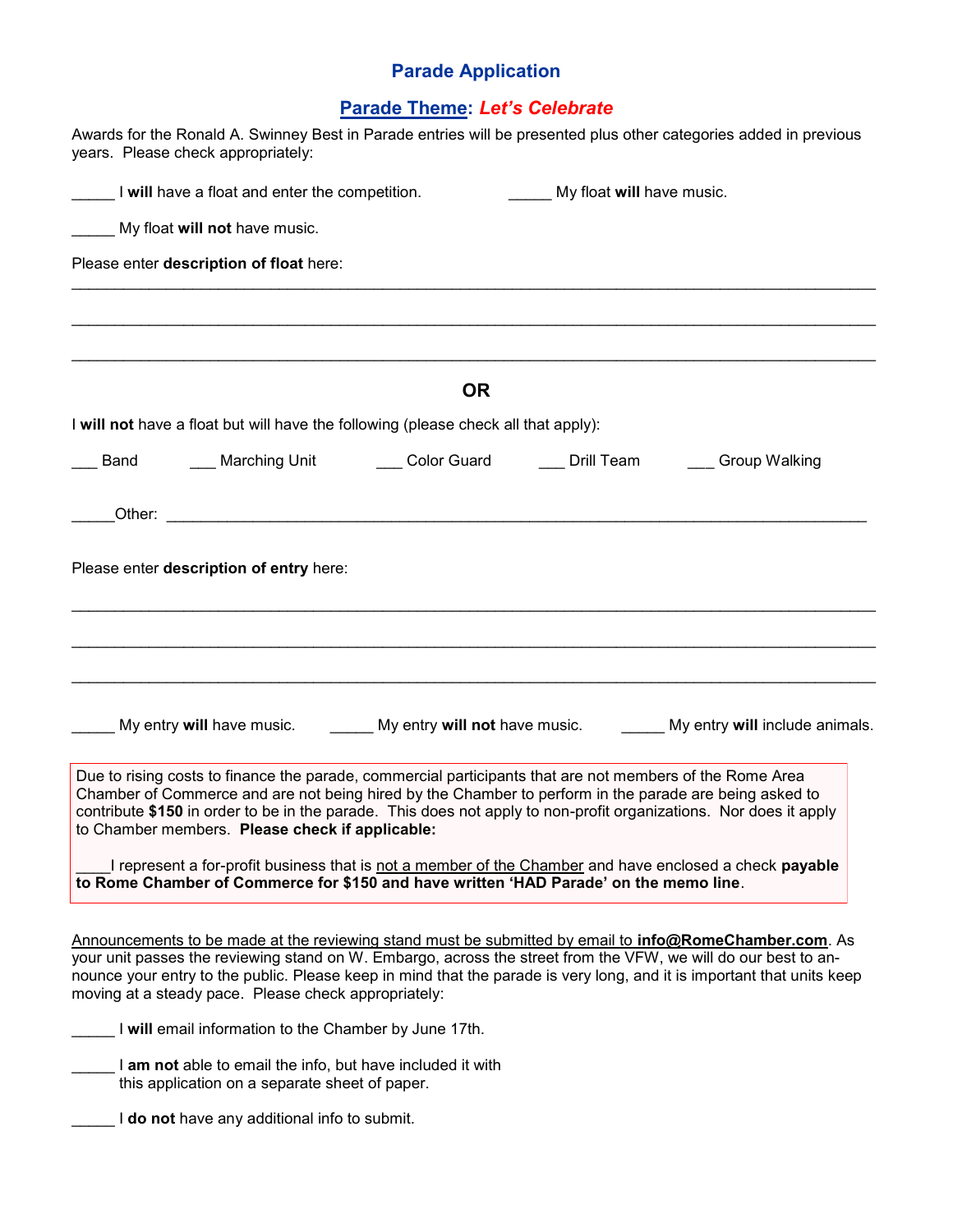# Parade Application

## Parade Theme: *Let's Celebrate*

Awards for the Ronald A. Swinney Best in Parade entries will be presented plus other categories added in previous years. Please check appropriately:

_____ I **will** have a float and enter the competition.

_____ My float **will** have music.

_____ My float **will not** have music.

Please enter **description of float** here:

______________________________________________________________________________

______________________________________________________________________________

______________________________________________________________________________

**OR**

I **will not** have a float but will have the following (please check all that apply):

___ Band ___ Marching Unit ___ Color Guard ___ Drill Team ___ Group Walking

_____Other: ______________________________________________________________________

Please enter **description of entry** here:

______________________________________________________________________________

______________________________________________________________________________

______________________________________________________________________________

_____ My entry **will** have music. _____ My entry **will not** have music. _____ My entry **will** include animals.

> Due to rising costs to finance the parade, commercial participants that are not members of the Rome Area Chamber of Commerce and are not being hired by the Chamber to perform in the parade are being asked to contribute **$150** in order to be in the parade. This does not apply to non-profit organizations. Nor does it apply to Chamber members. **Please check if applicable:**
>
> ____I represent a for-profit business that is not a member of the Chamber and have enclosed a check **payable to Rome Chamber of Commerce for $150 and have written 'HAD Parade' on the memo line**.

Announcements to be made at the reviewing stand must be submitted by email to **info@RomeChamber.com**. As your unit passes the reviewing stand on W. Embargo, across the street from the VFW, we will do our best to announce your entry to the public. Please keep in mind that the parade is very long, and it is important that units keep moving at a steady pace. Please check appropriately:

_____ I **will** email information to the Chamber by June 17th.

_____ I **am not** able to email the info, but have included it with this application on a separate sheet of paper.

_____ I **do not** have any additional info to submit.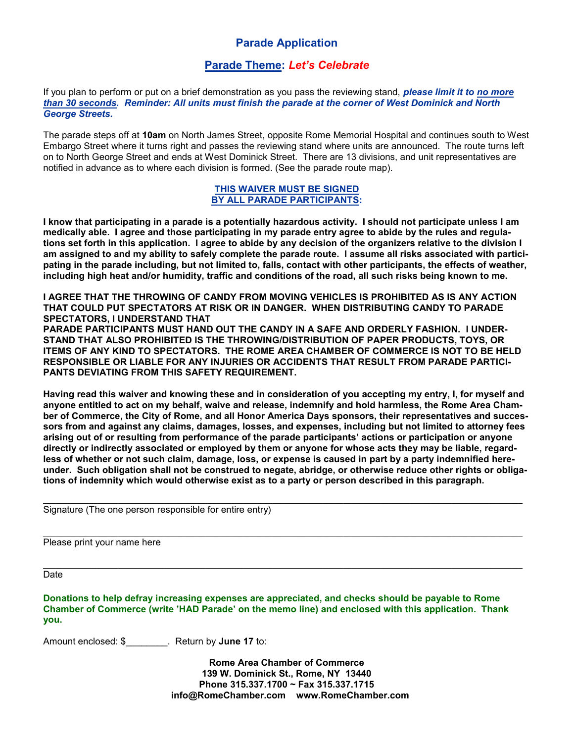# Parade Application

## Parade Theme: *Let's Celebrate*

If you plan to perform or put on a brief demonstration as you pass the reviewing stand, ***please limit it to no more than 30 seconds. Reminder: All units must finish the parade at the corner of West Dominick and North George Streets.***

The parade steps off at **10am** on North James Street, opposite Rome Memorial Hospital and continues south to West Embargo Street where it turns right and passes the reviewing stand where units are announced. The route turns left on to North George Street and ends at West Dominick Street. There are 13 divisions, and unit representatives are notified in advance as to where each division is formed. (See the parade route map).

**THIS WAIVER MUST BE SIGNED BY ALL PARADE PARTICIPANTS:**

**I know that participating in a parade is a potentially hazardous activity. I should not participate unless I am medically able. I agree and those participating in my parade entry agree to abide by the rules and regulations set forth in this application. I agree to abide by any decision of the organizers relative to the division I am assigned to and my ability to safely complete the parade route. I assume all risks associated with participating in the parade including, but not limited to, falls, contact with other participants, the effects of weather, including high heat and/or humidity, traffic and conditions of the road, all such risks being known to me.**

**I AGREE THAT THE THROWING OF CANDY FROM MOVING VEHICLES IS PROHIBITED AS IS ANY ACTION THAT COULD PUT SPECTATORS AT RISK OR IN DANGER. WHEN DISTRIBUTING CANDY TO PARADE SPECTATORS, I UNDERSTAND THAT PARADE PARTICIPANTS MUST HAND OUT THE CANDY IN A SAFE AND ORDERLY FASHION. I UNDERSTAND THAT ALSO PROHIBITED IS THE THROWING/DISTRIBUTION OF PAPER PRODUCTS, TOYS, OR ITEMS OF ANY KIND TO SPECTATORS. THE ROME AREA CHAMBER OF COMMERCE IS NOT TO BE HELD RESPONSIBLE OR LIABLE FOR ANY INJURIES OR ACCIDENTS THAT RESULT FROM PARADE PARTICIPANTS DEVIATING FROM THIS SAFETY REQUIREMENT.**

**Having read this waiver and knowing these and in consideration of you accepting my entry, I, for myself and anyone entitled to act on my behalf, waive and release, indemnify and hold harmless, the Rome Area Chamber of Commerce, the City of Rome, and all Honor America Days sponsors, their representatives and successors from and against any claims, damages, losses, and expenses, including but not limited to attorney fees arising out of or resulting from performance of the parade participants' actions or participation or anyone directly or indirectly associated or employed by them or anyone for whose acts they may be liable, regardless of whether or not such claim, damage, loss, or expense is caused in part by a party indemnified hereunder. Such obligation shall not be construed to negate, abridge, or otherwise reduce other rights or obligations of indemnity which would otherwise exist as to a party or person described in this paragraph.**

\_\_\_\_\_\_\_\_\_\_\_\_\_\_\_\_\_\_\_\_\_\_\_\_\_\_\_\_\_\_\_\_\_\_\_\_\_\_\_\_\_\_\_\_\_\_\_\_\_\_\_\_
Signature (The one person responsible for entire entry)

\_\_\_\_\_\_\_\_\_\_\_\_\_\_\_\_\_\_\_\_\_\_\_\_\_\_\_\_\_\_\_\_\_\_\_\_\_\_\_\_\_\_\_\_\_\_\_\_\_\_\_\_
Please print your name here

\_\_\_\_\_\_\_\_\_\_\_\_\_\_\_\_\_\_\_\_\_\_\_\_\_\_\_\_\_\_\_\_\_\_\_\_\_\_\_\_\_\_\_\_\_\_\_\_\_\_\_\_
Date

**Donations to help defray increasing expenses are appreciated, and checks should be payable to Rome Chamber of Commerce (write 'HAD Parade' on the memo line) and enclosed with this application. Thank you.**

Amount enclosed: $\_\_\_\_\_\_\_\_. Return by **June 17** to:

**Rome Area Chamber of Commerce**
**139 W. Dominick St., Rome, NY 13440**
**Phone 315.337.1700 ~ Fax 315.337.1715**
**info@RomeChamber.com www.RomeChamber.com**